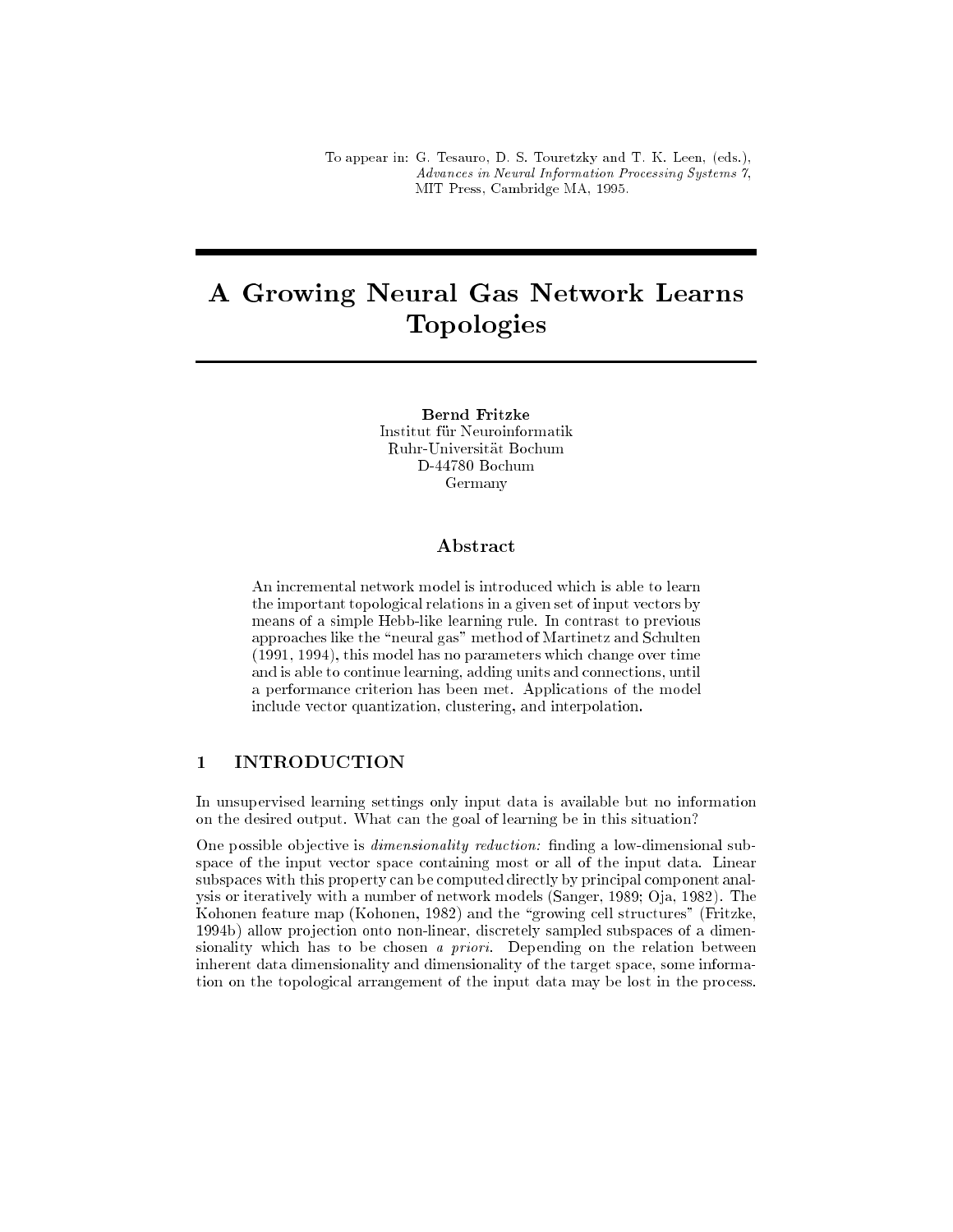To appear in: G. Tesauro, D. S. Touretzky and T. K. Leen, (eds.), *Advances in Neural Information Processing Systems 7*, MIT Press, Cambridge MA, 1995.

# A Growing Neural Gas Network Learns Topologies

**Bernd Fritzke**
Institut für Neuroinformatik
Ruhr-Universität Bochum
D-44780 Bochum
Germany

## Abstract

An incremental network model is introduced which is able to learn the important topological relations in a given set of input vectors by means of a simple Hebb-like learning rule. In contrast to previous approaches like the "neural gas" method of Martinetz and Schulten (1991, 1994), this model has no parameters which change over time and is able to continue learning, adding units and connections, until a performance criterion has been met. Applications of the model include vector quantization, clustering, and interpolation.

## 1 INTRODUCTION

In unsupervised learning settings only input data is available but no information on the desired output. What can the goal of learning be in this situation?

One possible objective is *dimensionality reduction:* finding a low-dimensional subspace of the input vector space containing most or all of the input data. Linear subspaces with this property can be computed directly by principal component analysis or iteratively with a number of network models (Sanger, 1989; Oja, 1982). The Kohonen feature map (Kohonen, 1982) and the "growing cell structures" (Fritzke, 1994b) allow projection onto non-linear, discretely sampled subspaces of a dimensionality which has to be chosen *a priori*. Depending on the relation between inherent data dimensionality and dimensionality of the target space, some information on the topological arrangement of the input data may be lost in the process.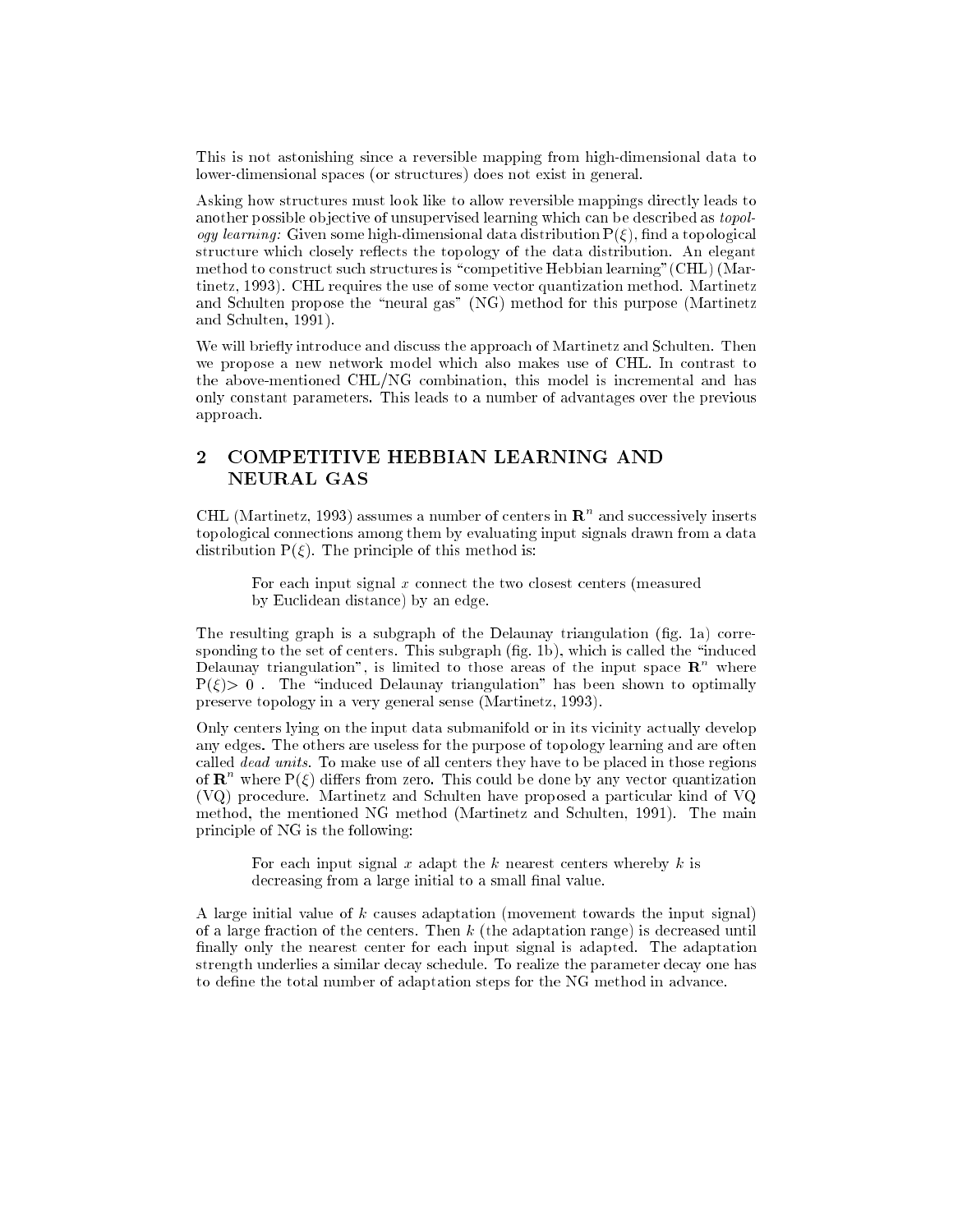This is not astonishing since a reversible mapping from high-dimensional data to lower-dimensional spaces (or structures) does not exist in general.

Asking how structures must look like to allow reversible mappings directly leads to another possible objective of unsupervised learning which can be described as *topology learning:* Given some high-dimensional data distribution $\mathrm{P}(\xi)$, find a topological structure which closely reflects the topology of the data distribution. An elegant method to construct such structures is "competitive Hebbian learning" (CHL) (Martinetz, 1993). CHL requires the use of some vector quantization method. Martinetz and Schulten propose the "neural gas" (NG) method for this purpose (Martinetz and Schulten, 1991).

We will briefly introduce and discuss the approach of Martinetz and Schulten. Then we propose a new network model which also makes use of CHL. In contrast to the above-mentioned CHL/NG combination, this model is incremental and has only constant parameters. This leads to a number of advantages over the previous approach.

## 2 COMPETITIVE HEBBIAN LEARNING AND NEURAL GAS

CHL (Martinetz, 1993) assumes a number of centers in $\mathbf{R}^n$ and successively inserts topological connections among them by evaluating input signals drawn from a data distribution $\mathrm{P}(\xi)$. The principle of this method is:

> For each input signal $x$ connect the two closest centers (measured by Euclidean distance) by an edge.

The resulting graph is a subgraph of the Delaunay triangulation (fig. 1a) corresponding to the set of centers. This subgraph (fig. 1b), which is called the "induced Delaunay triangulation", is limited to those areas of the input space $\mathbf{R}^n$ where $\mathrm{P}(\xi) > 0$. The "induced Delaunay triangulation" has been shown to optimally preserve topology in a very general sense (Martinetz, 1993).

Only centers lying on the input data submanifold or in its vicinity actually develop any edges. The others are useless for the purpose of topology learning and are often called *dead units*. To make use of all centers they have to be placed in those regions of $\mathbf{R}^n$ where $\mathrm{P}(\xi)$ differs from zero. This could be done by any vector quantization (VQ) procedure. Martinetz and Schulten have proposed a particular kind of VQ method, the mentioned NG method (Martinetz and Schulten, 1991). The main principle of NG is the following:

> For each input signal $x$ adapt the $k$ nearest centers whereby $k$ is decreasing from a large initial to a small final value.

A large initial value of $k$ causes adaptation (movement towards the input signal) of a large fraction of the centers. Then $k$ (the adaptation range) is decreased until finally only the nearest center for each input signal is adapted. The adaptation strength underlies a similar decay schedule. To realize the parameter decay one has to define the total number of adaptation steps for the NG method in advance.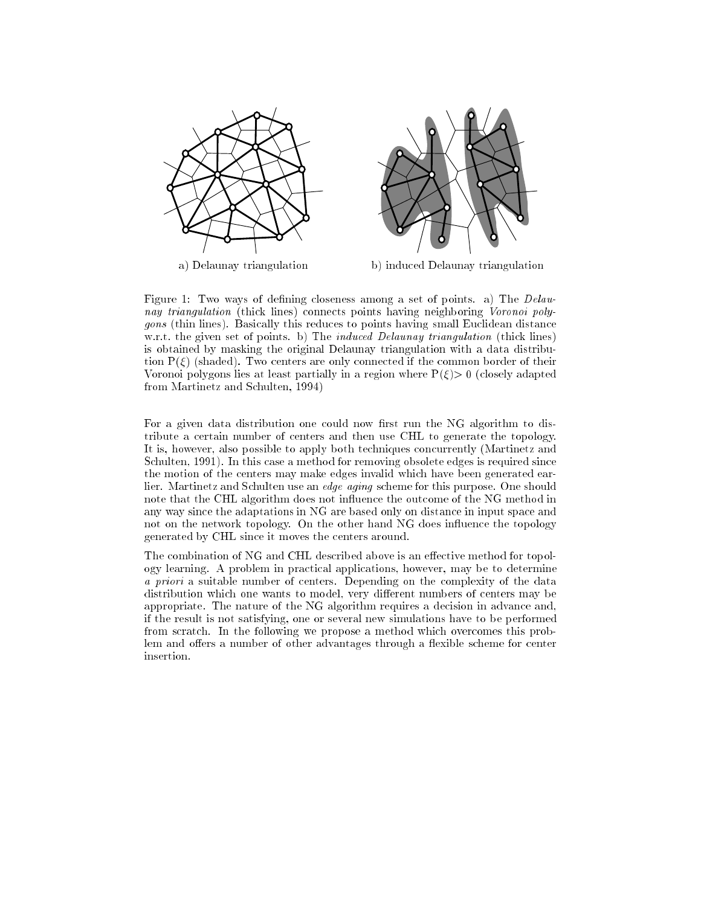a) Delaunay triangulation

b) induced Delaunay triangulation

Figure 1: Two ways of defining closeness among a set of points. a) The *Delaunay triangulation* (thick lines) connects points having neighboring *Voronoi polygons* (thin lines). Basically this reduces to points having small Euclidean distance w.r.t. the given set of points. b) The *induced Delaunay triangulation* (thick lines) is obtained by masking the original Delaunay triangulation with a data distribution $P(\xi)$ (shaded). Two centers are only connected if the common border of their Voronoi polygons lies at least partially in a region where $P(\xi) > 0$ (closely adapted from Martinetz and Schulten, 1994)

For a given data distribution one could now first run the NG algorithm to distribute a certain number of centers and then use CHL to generate the topology. It is, however, also possible to apply both techniques concurrently (Martinetz and Schulten, 1991). In this case a method for removing obsolete edges is required since the motion of the centers may make edges invalid which have been generated earlier. Martinetz and Schulten use an *edge aging* scheme for this purpose. One should note that the CHL algorithm does not influence the outcome of the NG method in any way since the adaptations in NG are based only on distance in input space and not on the network topology. On the other hand NG does influence the topology generated by CHL since it moves the centers around.

The combination of NG and CHL described above is an effective method for topology learning. A problem in practical applications, however, may be to determine *a priori* a suitable number of centers. Depending on the complexity of the data distribution which one wants to model, very different numbers of centers may be appropriate. The nature of the NG algorithm requires a decision in advance and, if the result is not satisfying, one or several new simulations have to be performed from scratch. In the following we propose a method which overcomes this problem and offers a number of other advantages through a flexible scheme for center insertion.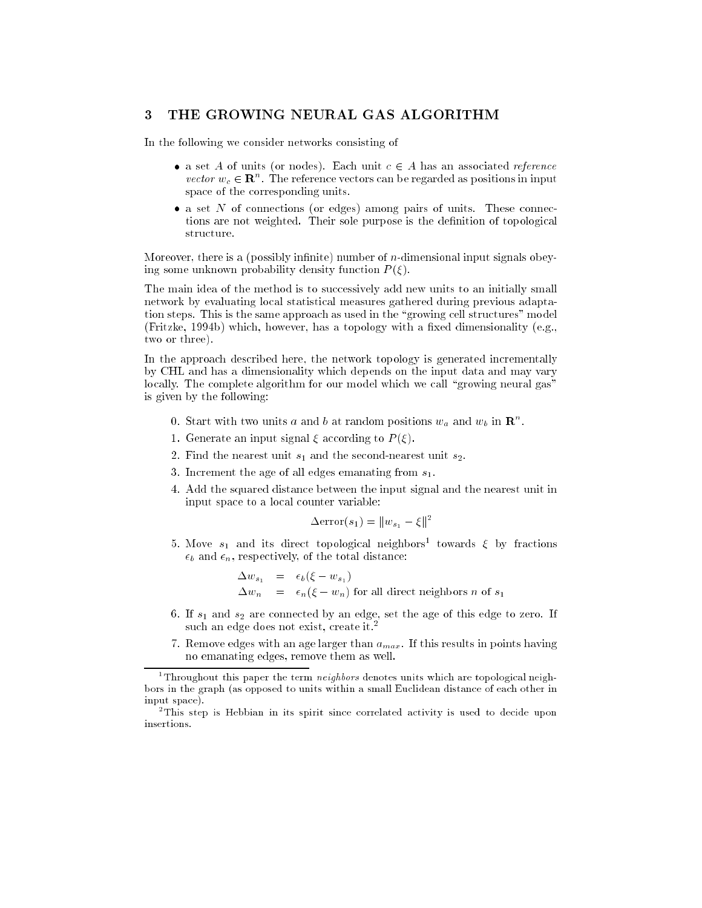## 3 THE GROWING NEURAL GAS ALGORITHM

In the following we consider networks consisting of

- a set $A$ of units (or nodes). Each unit $c \in A$ has an associated *reference vector* $w_c \in \mathbf{R}^n$. The reference vectors can be regarded as positions in input space of the corresponding units.
- a set $N$ of connections (or edges) among pairs of units. These connections are not weighted. Their sole purpose is the definition of topological structure.

Moreover, there is a (possibly infinite) number of $n$-dimensional input signals obeying some unknown probability density function $P(\xi)$.

The main idea of the method is to successively add new units to an initially small network by evaluating local statistical measures gathered during previous adaptation steps. This is the same approach as used in the "growing cell structures" model (Fritzke, 1994b) which, however, has a topology with a fixed dimensionality (e.g., two or three).

In the approach described here, the network topology is generated incrementally by CHL and has a dimensionality which depends on the input data and may vary locally. The complete algorithm for our model which we call "growing neural gas" is given by the following:

0. Start with two units $a$ and $b$ at random positions $w_a$ and $w_b$ in $\mathbf{R}^n$.
1. Generate an input signal $\xi$ according to $P(\xi)$.
2. Find the nearest unit $s_1$ and the second-nearest unit $s_2$.
3. Increment the age of all edges emanating from $s_1$.
4. Add the squared distance between the input signal and the nearest unit in input space to a local counter variable:

$$\Delta\text{error}(s_1) = \|w_{s_1} - \xi\|^2$$

5. Move $s_1$ and its direct topological neighbors[1] towards $\xi$ by fractions $\epsilon_b$ and $\epsilon_n$, respectively, of the total distance:

$$\begin{aligned} \Delta w_{s_1} &= \epsilon_b(\xi - w_{s_1}) \\ \Delta w_n &= \epsilon_n(\xi - w_n) \text{ for all direct neighbors } n \text{ of } s_1 \end{aligned}$$

6. If $s_1$ and $s_2$ are connected by an edge, set the age of this edge to zero. If such an edge does not exist, create it.[2]
7. Remove edges with an age larger than $a_{max}$. If this results in points having no emanating edges, remove them as well.

---

[1] Throughout this paper the term *neighbors* denotes units which are topological neighbors in the graph (as opposed to units within a small Euclidean distance of each other in input space).

[2] This step is Hebbian in its spirit since correlated activity is used to decide upon insertions.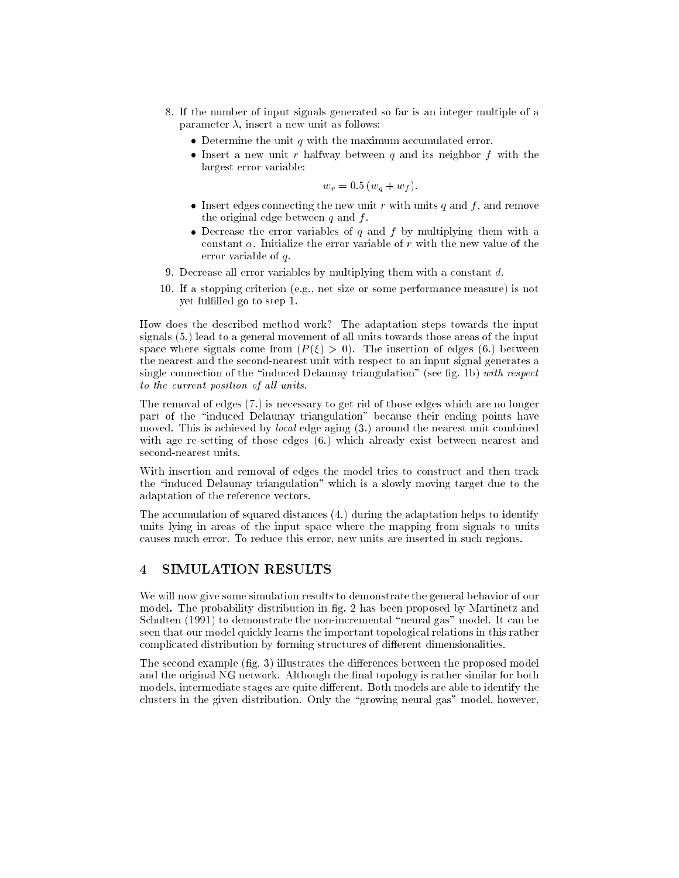8. If the number of input signals generated so far is an integer multiple of a parameter $\lambda$, insert a new unit as follows:
   - Determine the unit $q$ with the maximum accumulated error.
   - Insert a new unit $r$ halfway between $q$ and its neighbor $f$ with the largest error variable:
   $$w_r = 0.5\,(w_q + w_f).$$
   - Insert edges connecting the new unit $r$ with units $q$ and $f$, and remove the original edge between $q$ and $f$.
   - Decrease the error variables of $q$ and $f$ by multiplying them with a constant $\alpha$. Initialize the error variable of $r$ with the new value of the error variable of $q$.
9. Decrease all error variables by multiplying them with a constant $d$.
10. If a stopping criterion (e.g., net size or some performance measure) is not yet fulfilled go to step 1.

How does the described method work? The adaptation steps towards the input signals (5.) lead to a general movement of all units towards those areas of the input space where signals come from ($P(\xi) > 0$). The insertion of edges (6.) between the nearest and the second-nearest unit with respect to an input signal generates a single connection of the "induced Delaunay triangulation" (see fig. 1b) *with respect to the current position of all units*.

The removal of edges (7.) is necessary to get rid of those edges which are no longer part of the "induced Delaunay triangulation" because their ending points have moved. This is achieved by *local* edge aging (3.) around the nearest unit combined with age re-setting of those edges (6.) which already exist between nearest and second-nearest units.

With insertion and removal of edges the model tries to construct and then track the "induced Delaunay triangulation" which is a slowly moving target due to the adaptation of the reference vectors.

The accumulation of squared distances (4.) during the adaptation helps to identify units lying in areas of the input space where the mapping from signals to units causes much error. To reduce this error, new units are inserted in such regions.

## 4 SIMULATION RESULTS

We will now give some simulation results to demonstrate the general behavior of our model**.** The probability distribution in fig. 2 has been proposed by Martinetz and Schulten (1991) to demonstrate the non-incremental "neural gas" model. It can be seen that our model quickly learns the important topological relations in this rather complicated distribution by forming structures of different dimensionalities.

The second example (fig. 3) illustrates the differences between the proposed model and the original NG network. Although the final topology is rather similar for both models, intermediate stages are quite different. Both models are able to identify the clusters in the given distribution. Only the "growing neural gas" model, however,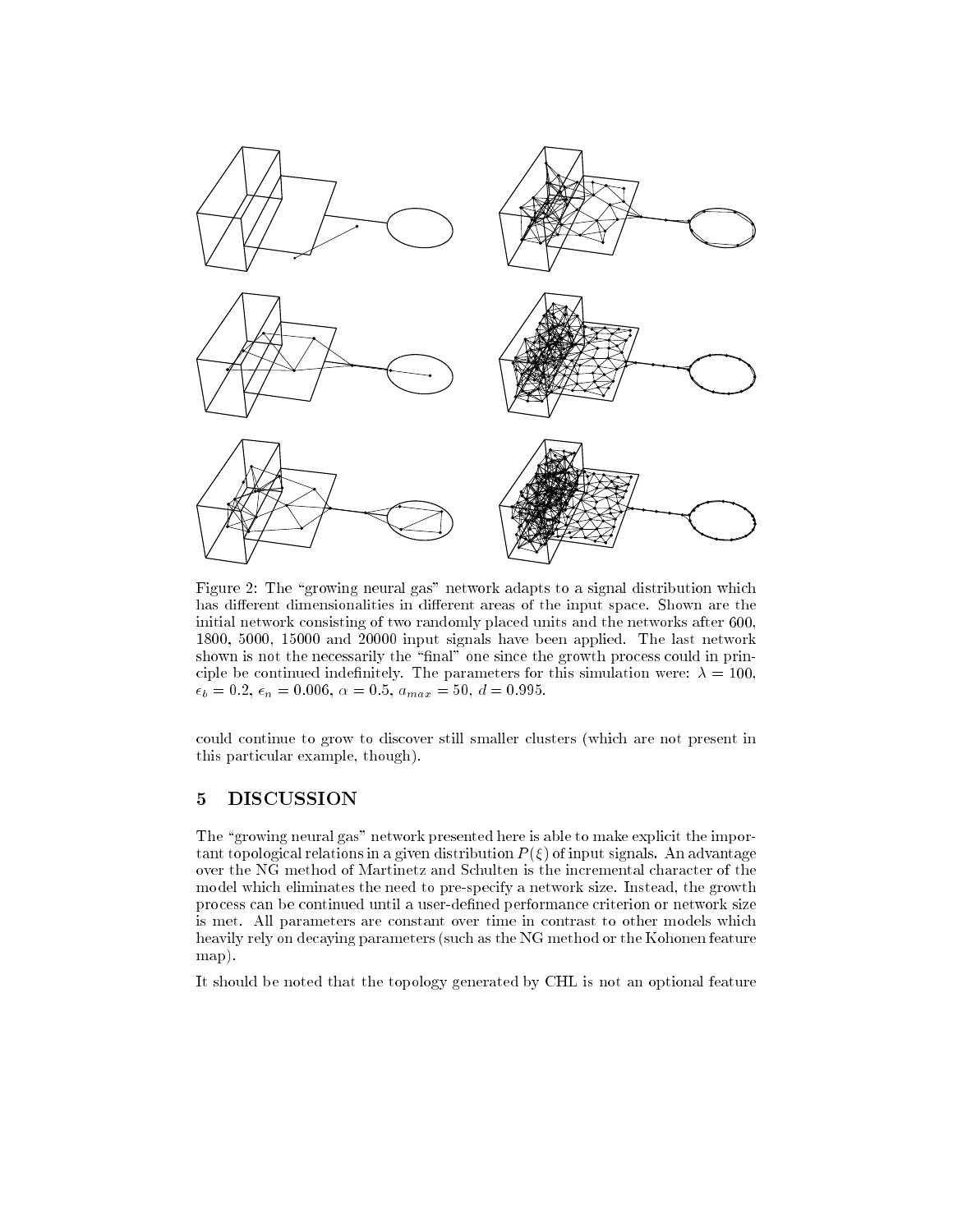Figure 2: The "growing neural gas" network adapts to a signal distribution which has different dimensionalities in different areas of the input space. Shown are the initial network consisting of two randomly placed units and the networks after 600, 1800, 5000, 15000 and 20000 input signals have been applied. The last network shown is not the necessarily the "final" one since the growth process could in principle be continued indefinitely. The parameters for this simulation were: $\lambda = 100$, $\epsilon_b = 0.2$, $\epsilon_n = 0.006$, $\alpha = 0.5$, $a_{max} = 50$, $d = 0.995$.

could continue to grow to discover still smaller clusters (which are not present in this particular example, though).

## 5 DISCUSSION

The "growing neural gas" network presented here is able to make explicit the important topological relations in a given distribution $P(\xi)$ of input signals. An advantage over the NG method of Martinetz and Schulten is the incremental character of the model which eliminates the need to pre-specify a network size. Instead, the growth process can be continued until a user-defined performance criterion or network size is met. All parameters are constant over time in contrast to other models which heavily rely on decaying parameters (such as the NG method or the Kohonen feature map).

It should be noted that the topology generated by CHL is not an optional feature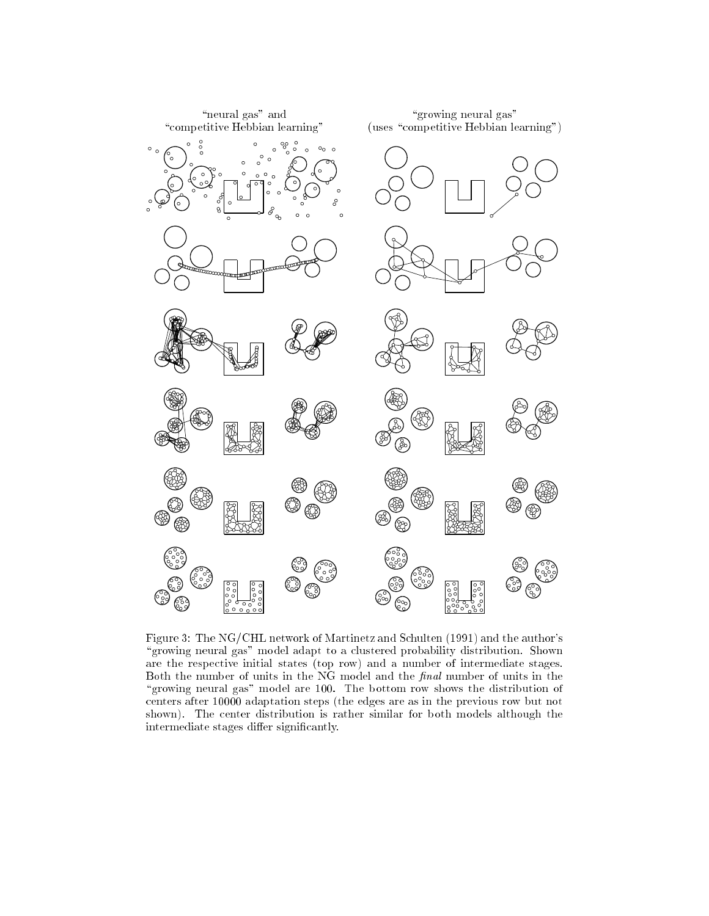"neural gas" and
"competitive Hebbian learning"

"growing neural gas"
(uses "competitive Hebbian learning")

Figure 3: The NG/CHL network of Martinetz and Schulten (1991) and the author's "growing neural gas" model adapt to a clustered probability distribution. Shown are the respective initial states (top row) and a number of intermediate stages. Both the number of units in the NG model and the *final* number of units in the "growing neural gas" model are 100. The bottom row shows the distribution of centers after 10000 adaptation steps (the edges are as in the previous row but not shown). The center distribution is rather similar for both models although the intermediate stages differ significantly.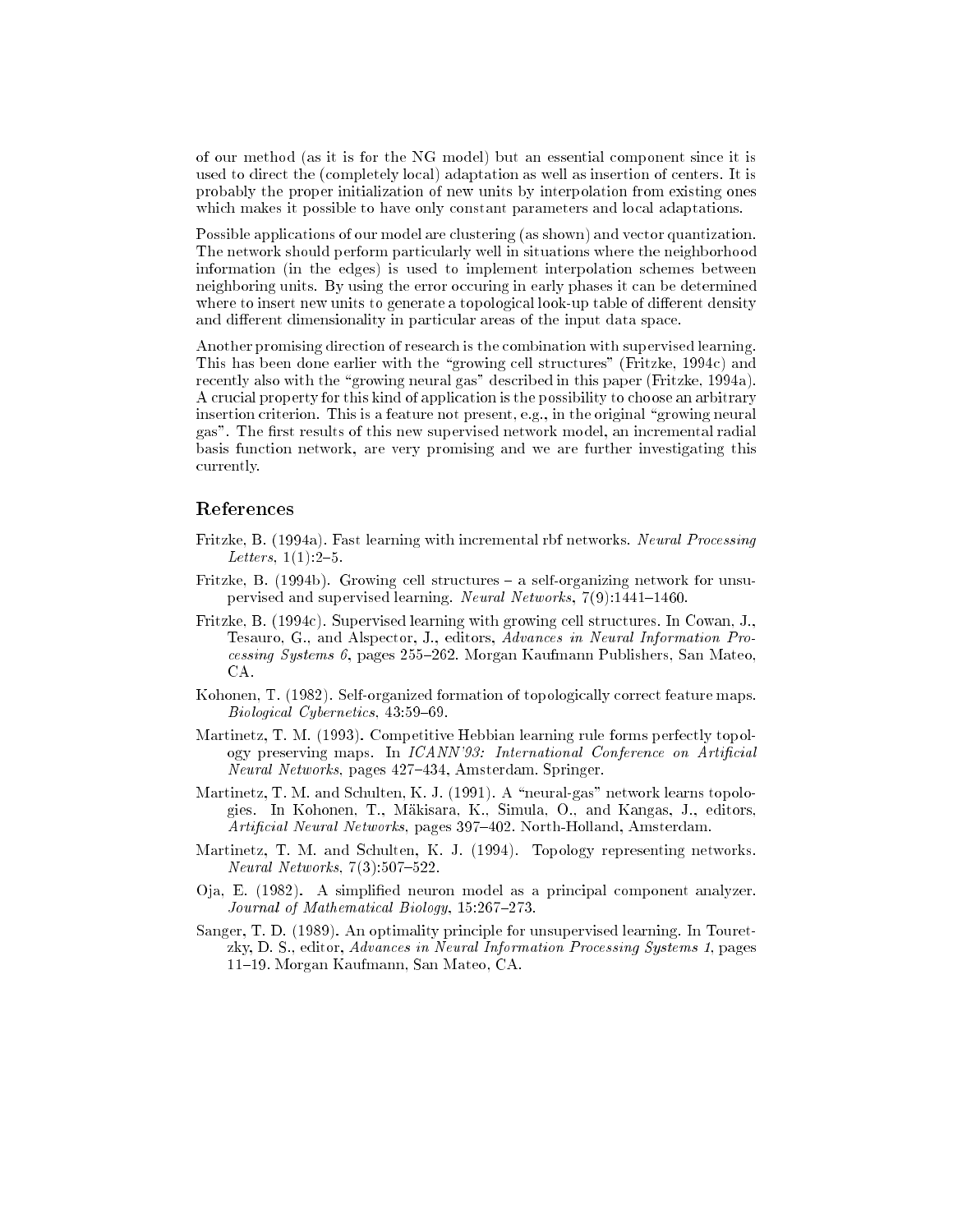of our method (as it is for the NG model) but an essential component since it is used to direct the (completely local) adaptation as well as insertion of centers. It is probably the proper initialization of new units by interpolation from existing ones which makes it possible to have only constant parameters and local adaptations.

Possible applications of our model are clustering (as shown) and vector quantization. The network should perform particularly well in situations where the neighborhood information (in the edges) is used to implement interpolation schemes between neighboring units. By using the error occuring in early phases it can be determined where to insert new units to generate a topological look-up table of different density and different dimensionality in particular areas of the input data space.

Another promising direction of research is the combination with supervised learning. This has been done earlier with the "growing cell structures" (Fritzke, 1994c) and recently also with the "growing neural gas" described in this paper (Fritzke, 1994a). A crucial property for this kind of application is the possibility to choose an arbitrary insertion criterion. This is a feature not present, e.g., in the original "growing neural gas". The first results of this new supervised network model, an incremental radial basis function network, are very promising and we are further investigating this currently.

## References

Fritzke, B. (1994a). Fast learning with incremental rbf networks. *Neural Processing Letters*, 1(1):2–5.

Fritzke, B. (1994b). Growing cell structures – a self-organizing network for unsupervised and supervised learning. *Neural Networks*, 7(9):1441–1460.

Fritzke, B. (1994c). Supervised learning with growing cell structures. In Cowan, J., Tesauro, G., and Alspector, J., editors, *Advances in Neural Information Processing Systems 6*, pages 255–262. Morgan Kaufmann Publishers, San Mateo, CA.

Kohonen, T. (1982). Self-organized formation of topologically correct feature maps. *Biological Cybernetics*, 43:59–69.

Martinetz, T. M. (1993). Competitive Hebbian learning rule forms perfectly topology preserving maps. In *ICANN'93: International Conference on Artificial Neural Networks*, pages 427–434, Amsterdam. Springer.

Martinetz, T. M. and Schulten, K. J. (1991). A "neural-gas" network learns topologies. In Kohonen, T., Mäkisara, K., Simula, O., and Kangas, J., editors, *Artificial Neural Networks*, pages 397–402. North-Holland, Amsterdam.

Martinetz, T. M. and Schulten, K. J. (1994). Topology representing networks. *Neural Networks*, 7(3):507–522.

Oja, E. (1982). A simplified neuron model as a principal component analyzer. *Journal of Mathematical Biology*, 15:267–273.

Sanger, T. D. (1989). An optimality principle for unsupervised learning. In Touretzky, D. S., editor, *Advances in Neural Information Processing Systems 1*, pages 11–19. Morgan Kaufmann, San Mateo, CA.